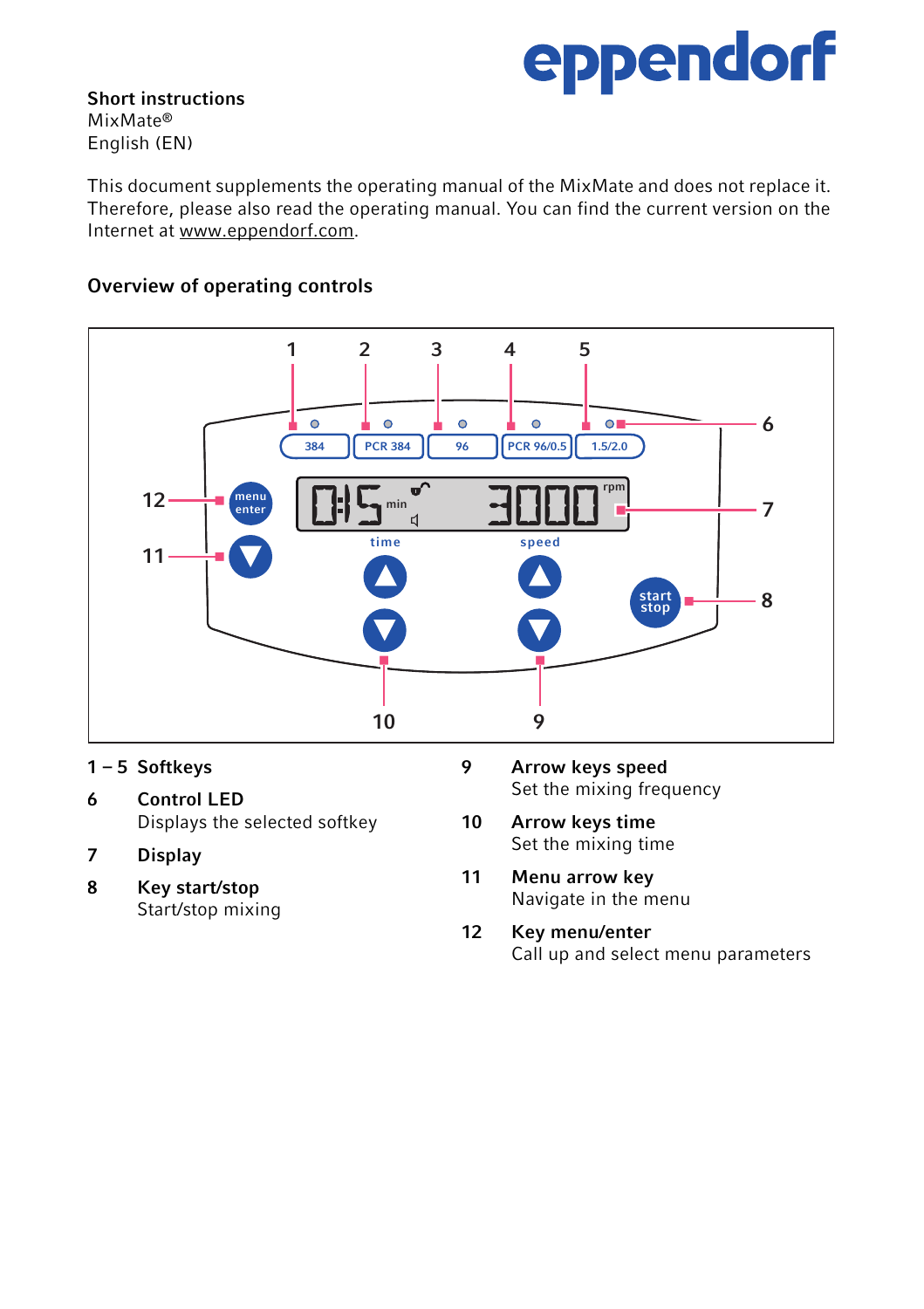**Short instructions**
MixMate®
English (EN)

This document supplements the operating manual of the MixMate and does not replace it. Therefore, please also read the operating manual. You can find the current version on the Internet at www.eppendorf.com.

## Overview of operating controls

**1 – 5 Softkeys**

**6 Control LED**
Displays the selected softkey

**7 Display**

**8 Key start/stop**
Start/stop mixing

**9 Arrow keys speed**
Set the mixing frequency

**10 Arrow keys time**
Set the mixing time

**11 Menu arrow key**
Navigate in the menu

**12 Key menu/enter**
Call up and select menu parameters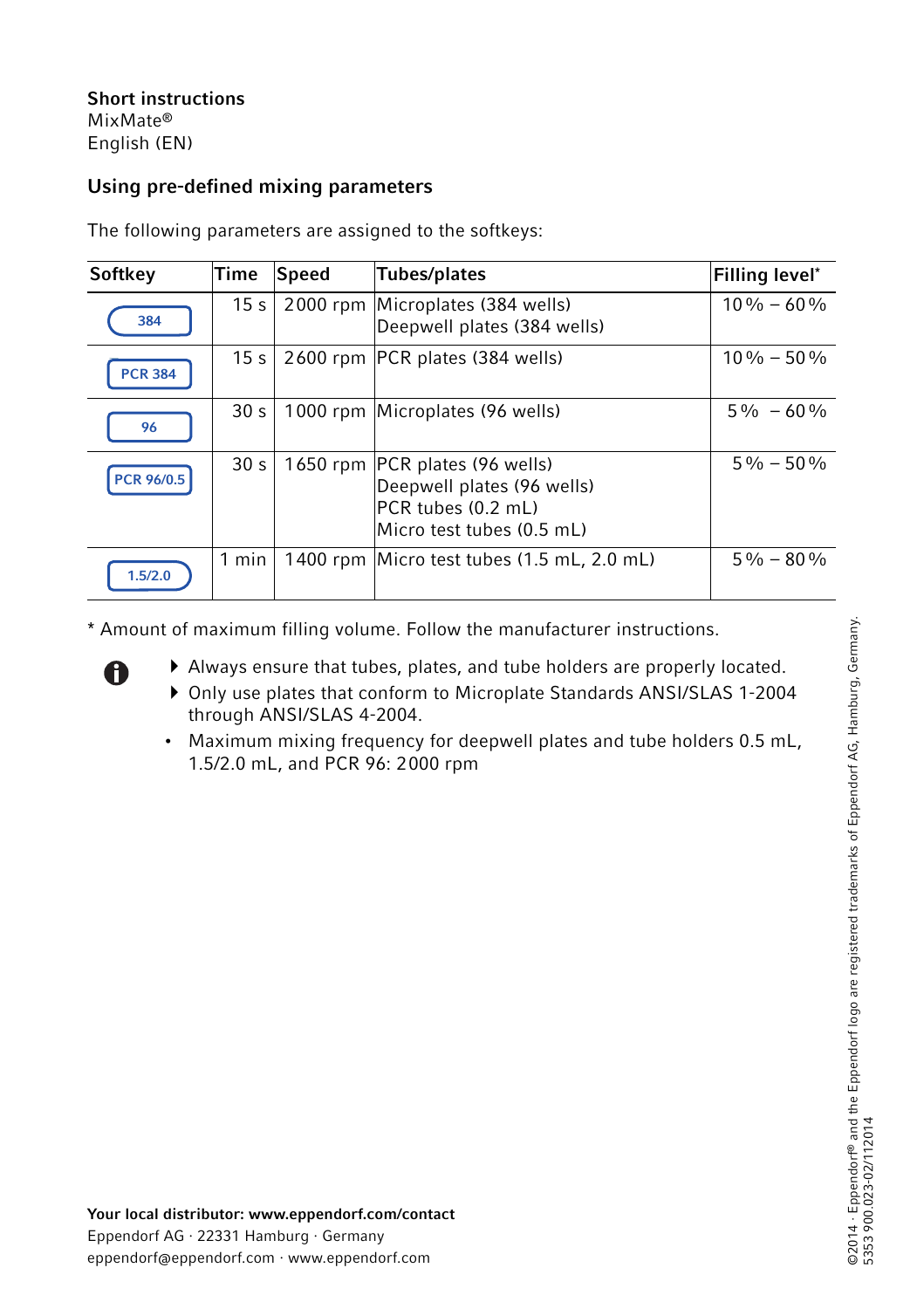**Short instructions**
MixMate®
English (EN)

## Using pre-defined mixing parameters

The following parameters are assigned to the softkeys:

| Softkey | Time | Speed | Tubes/plates | Filling level* |
|---|---|---|---|---|
| 384 | 15 s | 2000 rpm | Microplates (384 wells)<br>Deepwell plates (384 wells) | 10 % – 60 % |
| PCR 384 | 15 s | 2600 rpm | PCR plates (384 wells) | 10 % – 50 % |
| 96 | 30 s | 1000 rpm | Microplates (96 wells) | 5 % – 60 % |
| PCR 96/0.5 | 30 s | 1650 rpm | PCR plates (96 wells)<br>Deepwell plates (96 wells)<br>PCR tubes (0.2 mL)<br>Micro test tubes (0.5 mL) | 5 % – 50 % |
| 1.5/2.0 | 1 min | 1400 rpm | Micro test tubes (1.5 mL, 2.0 mL) | 5 % – 80 % |

* Amount of maximum filling volume. Follow the manufacturer instructions.

- Always ensure that tubes, plates, and tube holders are properly located.
- Only use plates that conform to Microplate Standards ANSI/SLAS 1-2004 through ANSI/SLAS 4-2004.
- Maximum mixing frequency for deepwell plates and tube holders 0.5 mL, 1.5/2.0 mL, and PCR 96: 2000 rpm

**Your local distributor: www.eppendorf.com/contact**
Eppendorf AG · 22331 Hamburg · Germany
eppendorf@eppendorf.com · www.eppendorf.com

©2014 · Eppendorf® and the Eppendorf logo are registered trademarks of Eppendorf AG, Hamburg, Germany.
5353 900.023-02/112014